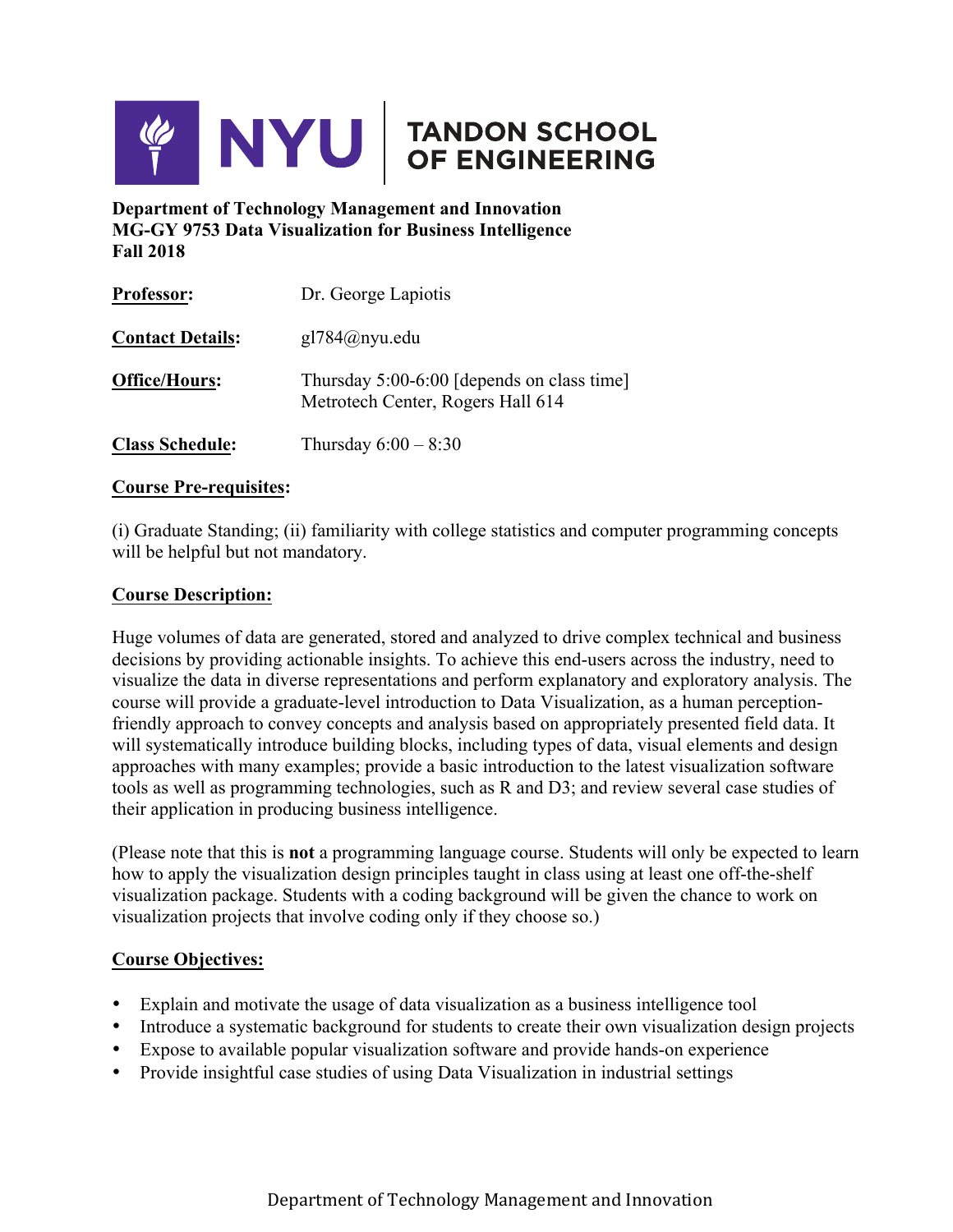NYU | TANDON SCHOOL OF ENGINEERING

**Department of Technology Management and Innovation**
**MG-GY 9753 Data Visualization for Business Intelligence**
**Fall 2018**

| | |
|---|---|
| **Professor:** | Dr. George Lapiotis |
| **Contact Details:** | gl784@nyu.edu |
| **Office/Hours:** | Thursday 5:00-6:00 [depends on class time] Metrotech Center, Rogers Hall 614 |
| **Class Schedule:** | Thursday 6:00 – 8:30 |

**Course Pre-requisites:**

(i) Graduate Standing; (ii) familiarity with college statistics and computer programming concepts will be helpful but not mandatory.

**Course Description:**

Huge volumes of data are generated, stored and analyzed to drive complex technical and business decisions by providing actionable insights. To achieve this end-users across the industry, need to visualize the data in diverse representations and perform explanatory and exploratory analysis. The course will provide a graduate-level introduction to Data Visualization, as a human perception-friendly approach to convey concepts and analysis based on appropriately presented field data. It will systematically introduce building blocks, including types of data, visual elements and design approaches with many examples; provide a basic introduction to the latest visualization software tools as well as programming technologies, such as R and D3; and review several case studies of their application in producing business intelligence.

(Please note that this is **not** a programming language course. Students will only be expected to learn how to apply the visualization design principles taught in class using at least one off-the-shelf visualization package. Students with a coding background will be given the chance to work on visualization projects that involve coding only if they choose so.)

**Course Objectives:**

- Explain and motivate the usage of data visualization as a business intelligence tool
- Introduce a systematic background for students to create their own visualization design projects
- Expose to available popular visualization software and provide hands-on experience
- Provide insightful case studies of using Data Visualization in industrial settings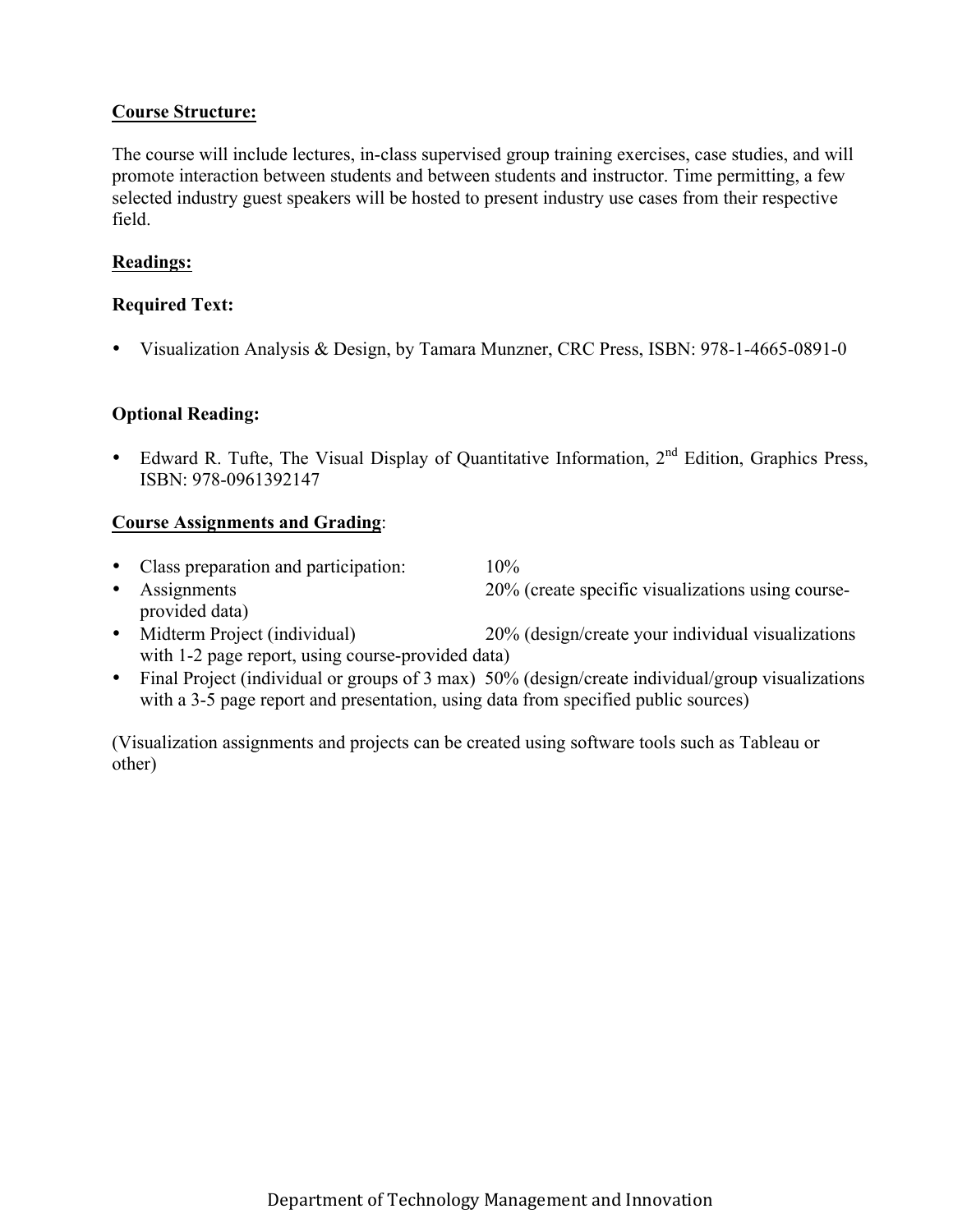## Course Structure:

The course will include lectures, in-class supervised group training exercises, case studies, and will promote interaction between students and between students and instructor. Time permitting, a few selected industry guest speakers will be hosted to present industry use cases from their respective field.

## Readings:

### Required Text:

- Visualization Analysis & Design, by Tamara Munzner, CRC Press, ISBN: 978-1-4665-0891-0

### Optional Reading:

- Edward R. Tufte, The Visual Display of Quantitative Information, 2nd Edition, Graphics Press, ISBN: 978-0961392147

## Course Assignments and Grading:

- Class preparation and participation: 10%
- Assignments 20% (create specific visualizations using course-provided data)
- Midterm Project (individual) 20% (design/create your individual visualizations with 1-2 page report, using course-provided data)
- Final Project (individual or groups of 3 max) 50% (design/create individual/group visualizations with a 3-5 page report and presentation, using data from specified public sources)

(Visualization assignments and projects can be created using software tools such as Tableau or other)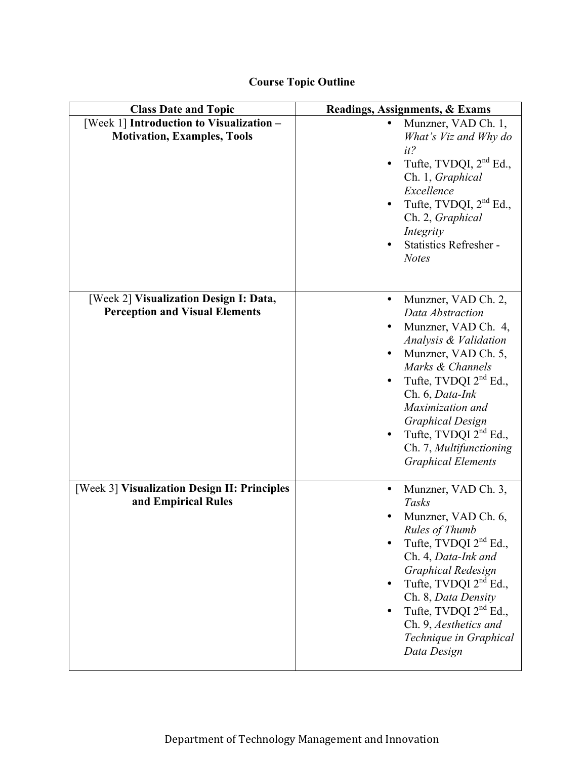**Course Topic Outline**

| Class Date and Topic | Readings, Assignments, & Exams |
| --- | --- |
| [Week 1] **Introduction to Visualization – Motivation, Examples, Tools** | • Munzner, VAD Ch. 1, *What's Viz and Why do it?*<br>• Tufte, TVDQI, $2^{nd}$ Ed., Ch. 1, *Graphical Excellence*<br>• Tufte, TVDQI, $2^{nd}$ Ed., Ch. 2, *Graphical Integrity*<br>• Statistics Refresher - *Notes* |
| [Week 2] **Visualization Design I: Data, Perception and Visual Elements** | • Munzner, VAD Ch. 2, *Data Abstraction*<br>• Munzner, VAD Ch. 4, *Analysis & Validation*<br>• Munzner, VAD Ch. 5, *Marks & Channels*<br>• Tufte, TVDQI $2^{nd}$ Ed., Ch. 6, *Data-Ink Maximization and Graphical Design*<br>• Tufte, TVDQI $2^{nd}$ Ed., Ch. 7, *Multifunctioning Graphical Elements* |
| [Week 3] **Visualization Design II: Principles and Empirical Rules** | • Munzner, VAD Ch. 3, *Tasks*<br>• Munzner, VAD Ch. 6, *Rules of Thumb*<br>• Tufte, TVDQI $2^{nd}$ Ed., Ch. 4, *Data-Ink and Graphical Redesign*<br>• Tufte, TVDQI $2^{nd}$ Ed., Ch. 8, *Data Density*<br>• Tufte, TVDQI $2^{nd}$ Ed., Ch. 9, *Aesthetics and Technique in Graphical Data Design* |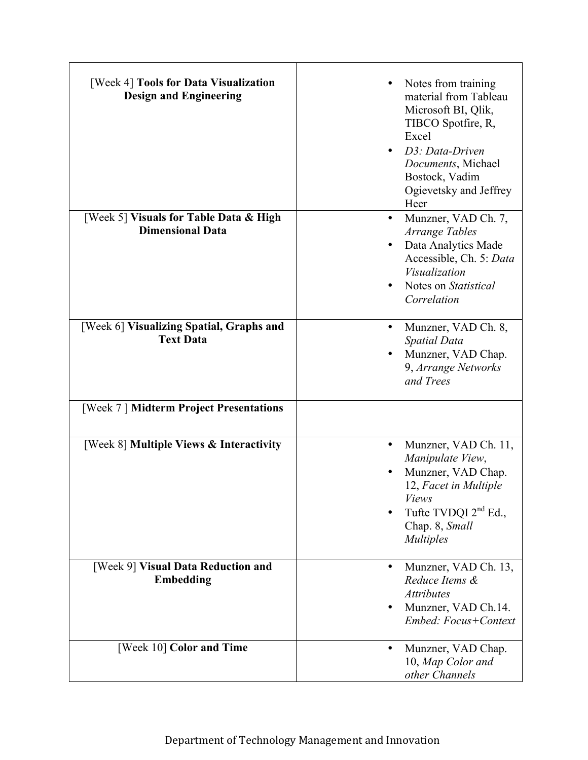| | |
|---|---|
| [Week 4] **Tools for Data Visualization Design and Engineering** | • Notes from training material from Tableau Microsoft BI, Qlik, TIBCO Spotfire, R, Excel<br>• *D3: Data-Driven Documents*, Michael Bostock, Vadim Ogievetsky and Jeffrey Heer |
| [Week 5] **Visuals for Table Data & High Dimensional Data** | • Munzner, VAD Ch. 7, *Arrange Tables*<br>• Data Analytics Made Accessible, Ch. 5: *Data Visualization*<br>• Notes on *Statistical Correlation* |
| [Week 6] **Visualizing Spatial, Graphs and Text Data** | • Munzner, VAD Ch. 8, *Spatial Data*<br>• Munzner, VAD Chap. 9, *Arrange Networks and Trees* |
| [Week 7 ] **Midterm Project Presentations** | |
| [Week 8] **Multiple Views & Interactivity** | • Munzner, VAD Ch. 11, *Manipulate View*,<br>• Munzner, VAD Chap. 12, *Facet in Multiple Views*<br>• Tufte TVDQI 2nd Ed., Chap. 8, *Small Multiples* |
| [Week 9] **Visual Data Reduction and Embedding** | • Munzner, VAD Ch. 13, *Reduce Items & Attributes*<br>• Munzner, VAD Ch.14. *Embed: Focus+Context* |
| [Week 10] **Color and Time** | • Munzner, VAD Chap. 10, *Map Color and other Channels* |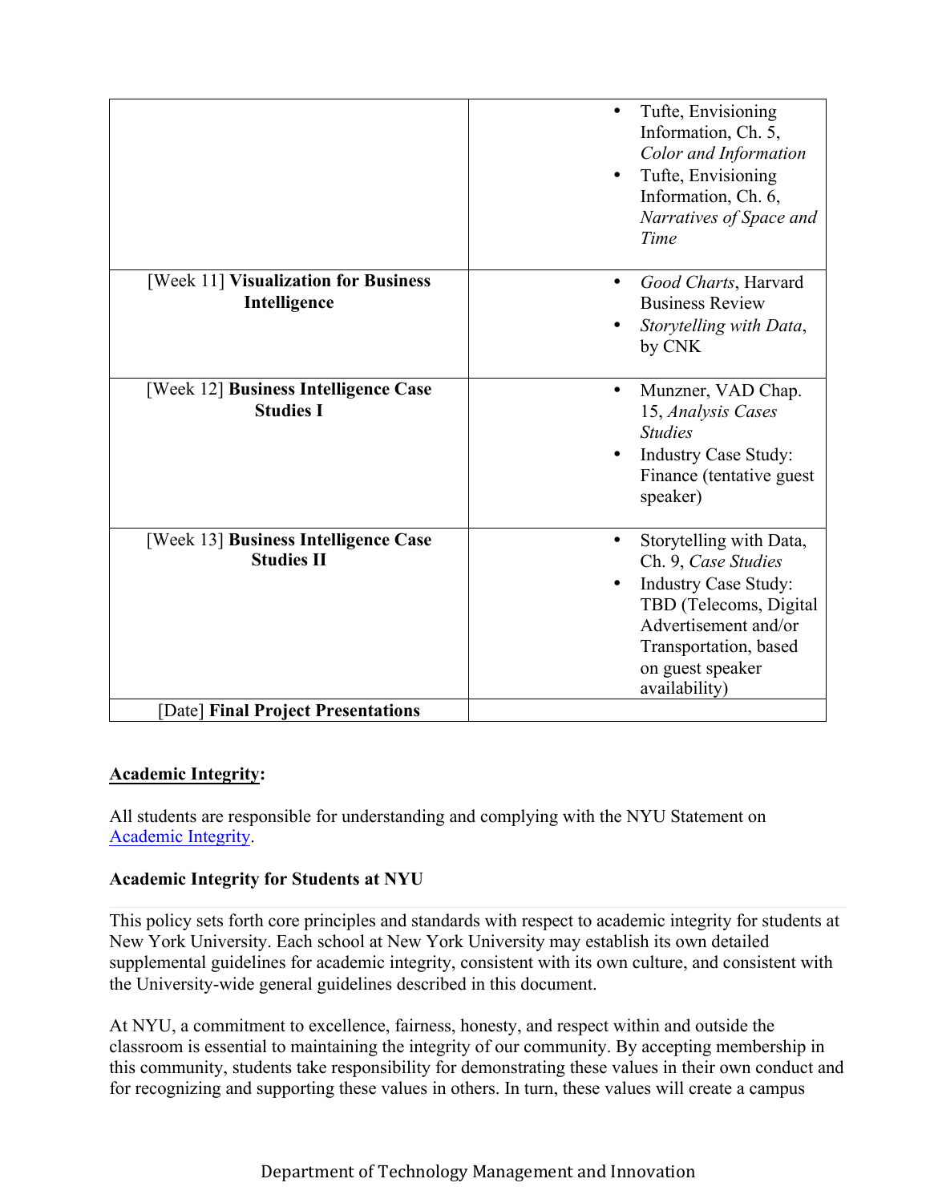| | |
|---|---|
| | • Tufte, Envisioning Information, Ch. 5, *Color and Information*<br>• Tufte, Envisioning Information, Ch. 6, *Narratives of Space and Time* |
| [Week 11] **Visualization for Business Intelligence** | • *Good Charts*, Harvard Business Review<br>• *Storytelling with Data*, by CNK |
| [Week 12] **Business Intelligence Case Studies I** | • Munzner, VAD Chap. 15, *Analysis Cases Studies*<br>• Industry Case Study: Finance (tentative guest speaker) |
| [Week 13] **Business Intelligence Case Studies II** | • Storytelling with Data, Ch. 9, *Case Studies*<br>• Industry Case Study: TBD (Telecoms, Digital Advertisement and/or Transportation, based on guest speaker availability) |
| [Date] **Final Project Presentations** | |

**Academic Integrity:**

All students are responsible for understanding and complying with the NYU Statement on Academic Integrity.

**Academic Integrity for Students at NYU**

This policy sets forth core principles and standards with respect to academic integrity for students at New York University. Each school at New York University may establish its own detailed supplemental guidelines for academic integrity, consistent with its own culture, and consistent with the University-wide general guidelines described in this document.

At NYU, a commitment to excellence, fairness, honesty, and respect within and outside the classroom is essential to maintaining the integrity of our community. By accepting membership in this community, students take responsibility for demonstrating these values in their own conduct and for recognizing and supporting these values in others. In turn, these values will create a campus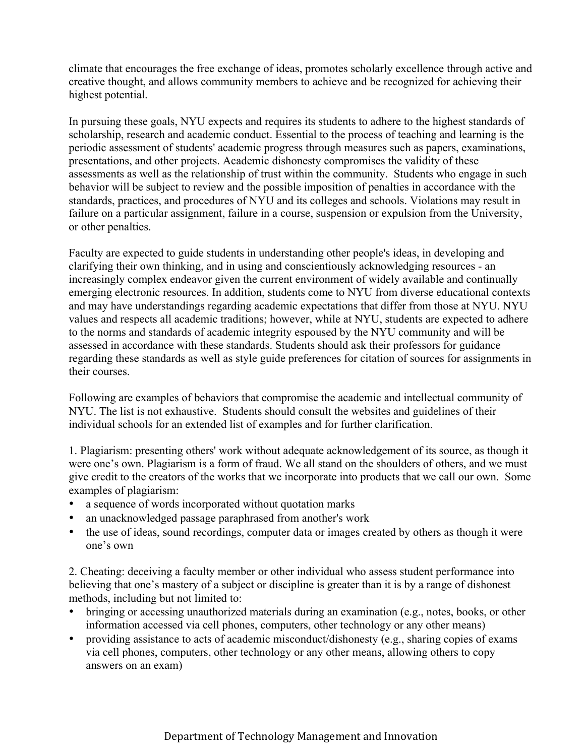climate that encourages the free exchange of ideas, promotes scholarly excellence through active and creative thought, and allows community members to achieve and be recognized for achieving their highest potential.

In pursuing these goals, NYU expects and requires its students to adhere to the highest standards of scholarship, research and academic conduct. Essential to the process of teaching and learning is the periodic assessment of students' academic progress through measures such as papers, examinations, presentations, and other projects. Academic dishonesty compromises the validity of these assessments as well as the relationship of trust within the community. Students who engage in such behavior will be subject to review and the possible imposition of penalties in accordance with the standards, practices, and procedures of NYU and its colleges and schools. Violations may result in failure on a particular assignment, failure in a course, suspension or expulsion from the University, or other penalties.

Faculty are expected to guide students in understanding other people's ideas, in developing and clarifying their own thinking, and in using and conscientiously acknowledging resources - an increasingly complex endeavor given the current environment of widely available and continually emerging electronic resources. In addition, students come to NYU from diverse educational contexts and may have understandings regarding academic expectations that differ from those at NYU. NYU values and respects all academic traditions; however, while at NYU, students are expected to adhere to the norms and standards of academic integrity espoused by the NYU community and will be assessed in accordance with these standards. Students should ask their professors for guidance regarding these standards as well as style guide preferences for citation of sources for assignments in their courses.

Following are examples of behaviors that compromise the academic and intellectual community of NYU. The list is not exhaustive. Students should consult the websites and guidelines of their individual schools for an extended list of examples and for further clarification.

1. Plagiarism: presenting others' work without adequate acknowledgement of its source, as though it were one's own. Plagiarism is a form of fraud. We all stand on the shoulders of others, and we must give credit to the creators of the works that we incorporate into products that we call our own. Some examples of plagiarism:

- a sequence of words incorporated without quotation marks
- an unacknowledged passage paraphrased from another's work
- the use of ideas, sound recordings, computer data or images created by others as though it were one's own

2. Cheating: deceiving a faculty member or other individual who assess student performance into believing that one's mastery of a subject or discipline is greater than it is by a range of dishonest methods, including but not limited to:

- bringing or accessing unauthorized materials during an examination (e.g., notes, books, or other information accessed via cell phones, computers, other technology or any other means)
- providing assistance to acts of academic misconduct/dishonesty (e.g., sharing copies of exams via cell phones, computers, other technology or any other means, allowing others to copy answers on an exam)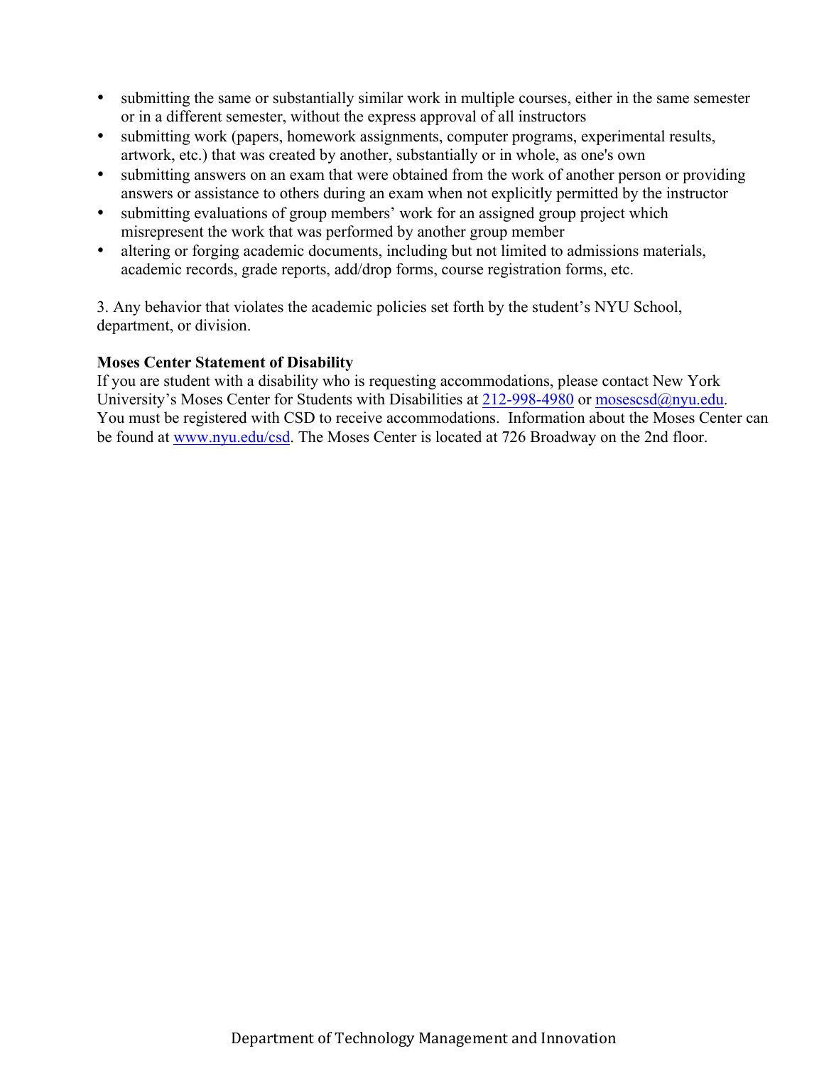- submitting the same or substantially similar work in multiple courses, either in the same semester or in a different semester, without the express approval of all instructors
- submitting work (papers, homework assignments, computer programs, experimental results, artwork, etc.) that was created by another, substantially or in whole, as one's own
- submitting answers on an exam that were obtained from the work of another person or providing answers or assistance to others during an exam when not explicitly permitted by the instructor
- submitting evaluations of group members' work for an assigned group project which misrepresent the work that was performed by another group member
- altering or forging academic documents, including but not limited to admissions materials, academic records, grade reports, add/drop forms, course registration forms, etc.

3. Any behavior that violates the academic policies set forth by the student's NYU School, department, or division.

**Moses Center Statement of Disability**

If you are student with a disability who is requesting accommodations, please contact New York University's Moses Center for Students with Disabilities at 212-998-4980 or mosescsd@nyu.edu. You must be registered with CSD to receive accommodations. Information about the Moses Center can be found at www.nyu.edu/csd. The Moses Center is located at 726 Broadway on the 2nd floor.